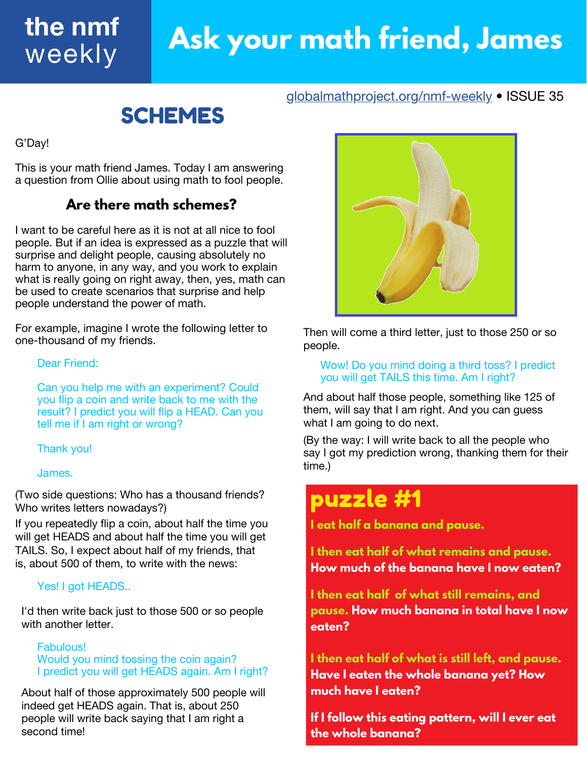# the nmf weekly

# Ask your math friend, James

globalmathproject.org/nmf-weekly • ISSUE 35

## SCHEMES

G'Day!

This is your math friend James. Today I am answering a question from Ollie about using math to fool people.

### Are there math schemes?

I want to be careful here as it is not at all nice to fool people. But if an idea is expressed as a puzzle that will surprise and delight people, causing absolutely no harm to anyone, in any way, and you work to explain what is really going on right away, then, yes, math can be used to create scenarios that surprise and help people understand the power of math.

For example, imagine I wrote the following letter to one-thousand of my friends.

> Dear Friend:
>
> Can you help me with an experiment? Could you flip a coin and write back to me with the result? I predict you will flip a HEAD. Can you tell me if I am right or wrong?
>
> Thank you!
>
> James.

(Two side questions: Who has a thousand friends? Who writes letters nowadays?)

If you repeatedly flip a coin, about half the time you will get HEADS and about half the time you will get TAILS. So, I expect about half of my friends, that is, about 500 of them, to write with the news:

> Yes! I got HEADS..

I'd then write back just to those 500 or so people with another letter.

> Fabulous!
> Would you mind tossing the coin again?
> I predict you will get HEADS again. Am I right?

About half of those approximately 500 people will indeed get HEADS again. That is, about 250 people will write back saying that I am right a second time!

Then will come a third letter, just to those 250 or so people.

> Wow! Do you mind doing a third toss? I predict you will get TAILS this time. Am I right?

And about half those people, something like 125 of them, will say that I am right. And you can guess what I am going to do next.

(By the way: I will write back to all the people who say I got my prediction wrong, thanking them for their time.)

## puzzle #1

**I eat half a banana and pause.**

**I then eat half of what remains and pause.** **How much of the banana have I now eaten?**

**I then eat half of what still remains, and pause.** **How much banana in total have I now eaten?**

**I then eat half of what is still left, and pause.** **Have I eaten the whole banana yet? How much have I eaten?**

**If I follow this eating pattern, will I ever eat the whole banana?**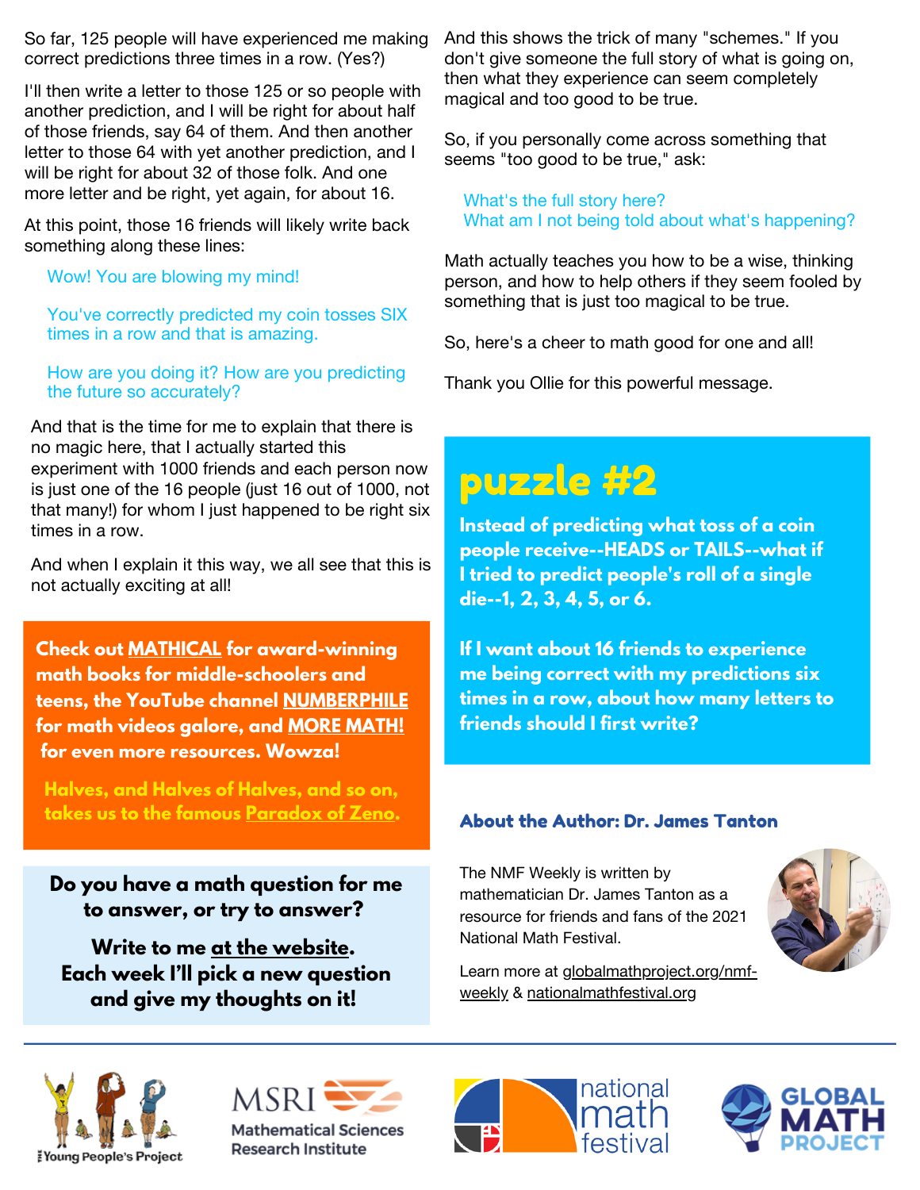So far, 125 people will have experienced me making correct predictions three times in a row. (Yes?)

I'll then write a letter to those 125 or so people with another prediction, and I will be right for about half of those friends, say 64 of them. And then another letter to those 64 with yet another prediction, and I will be right for about 32 of those folk. And one more letter and be right, yet again, for about 16.

At this point, those 16 friends will likely write back something along these lines:

> Wow! You are blowing my mind!
>
> You've correctly predicted my coin tosses SIX times in a row and that is amazing.
>
> How are you doing it? How are you predicting the future so accurately?

And that is the time for me to explain that there is no magic here, that I actually started this experiment with 1000 friends and each person now is just one of the 16 people (just 16 out of 1000, not that many!) for whom I just happened to be right six times in a row.

And when I explain it this way, we all see that this is not actually exciting at all!

**Check out MATHICAL for award-winning math books for middle-schoolers and teens, the YouTube channel NUMBERPHILE for math videos galore, and MORE MATH! for even more resources. Wowza!**

**Halves, and Halves of Halves, and so on, takes us to the famous Paradox of Zeno.**

**Do you have a math question for me to answer, or try to answer?**

**Write to me at the website. Each week I'll pick a new question and give my thoughts on it!**

And this shows the trick of many "schemes." If you don't give someone the full story of what is going on, then what they experience can seem completely magical and too good to be true.

So, if you personally come across something that seems "too good to be true," ask:

> What's the full story here?
> What am I not being told about what's happening?

Math actually teaches you how to be a wise, thinking person, and how to help others if they seem fooled by something that is just too magical to be true.

So, here's a cheer to math good for one and all!

Thank you Ollie for this powerful message.

## puzzle #2

**Instead of predicting what toss of a coin people receive--HEADS or TAILS--what if I tried to predict people's roll of a single die--1, 2, 3, 4, 5, or 6.**

**If I want about 16 friends to experience me being correct with my predictions six times in a row, about how many letters to friends should I first write?**

### About the Author: Dr. James Tanton

The NMF Weekly is written by mathematician Dr. James Tanton as a resource for friends and fans of the 2021 National Math Festival.

Learn more at globalmathproject.org/nmf-weekly & nationalmathfestival.org

Young People's Project | MSRI Mathematical Sciences Research Institute | national math festival | GLOBAL MATH PROJECT